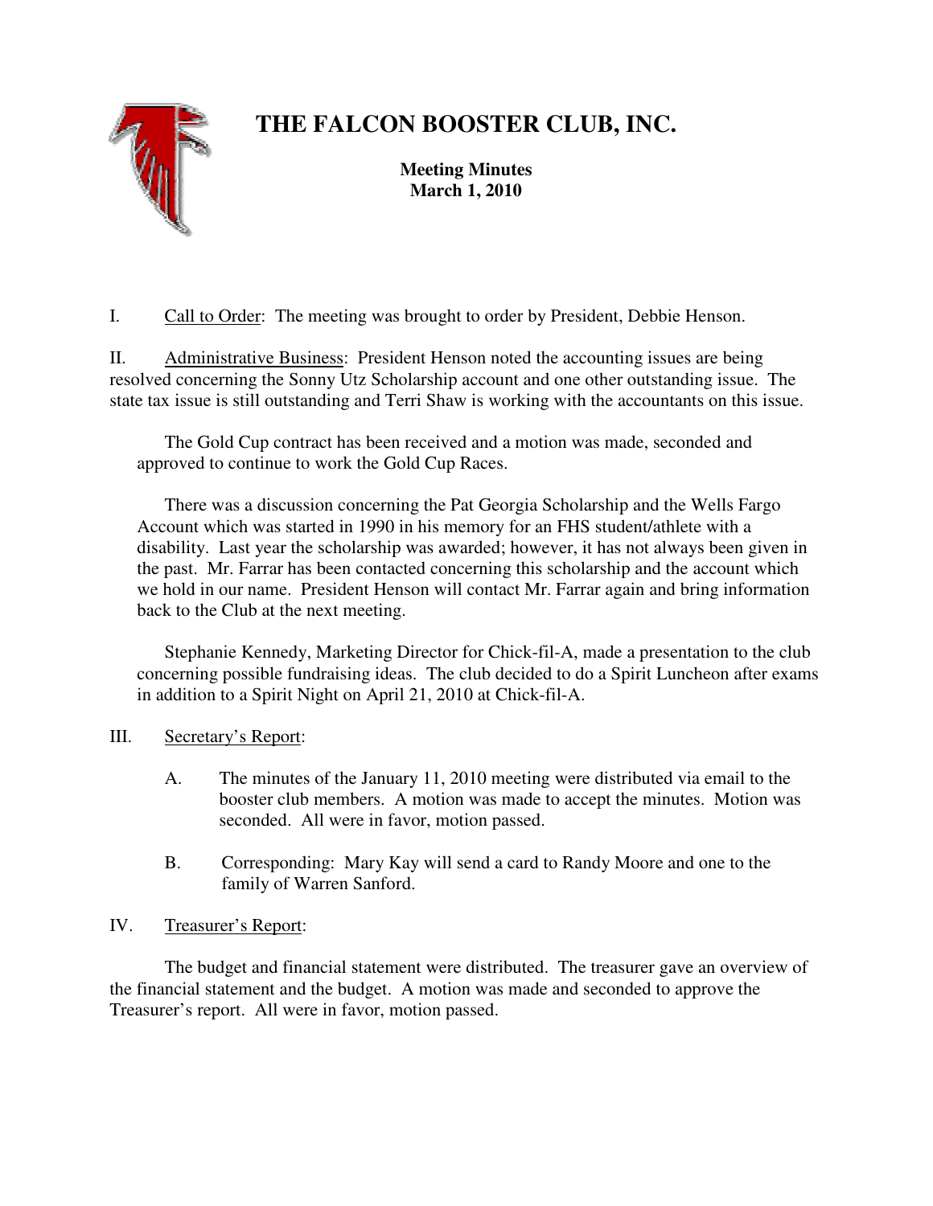# THE FALCON BOOSTER CLUB, INC.

**Meeting Minutes**
**March 1, 2010**

I. Call to Order: The meeting was brought to order by President, Debbie Henson.

II. Administrative Business: President Henson noted the accounting issues are being resolved concerning the Sonny Utz Scholarship account and one other outstanding issue. The state tax issue is still outstanding and Terri Shaw is working with the accountants on this issue.

The Gold Cup contract has been received and a motion was made, seconded and approved to continue to work the Gold Cup Races.

There was a discussion concerning the Pat Georgia Scholarship and the Wells Fargo Account which was started in 1990 in his memory for an FHS student/athlete with a disability. Last year the scholarship was awarded; however, it has not always been given in the past. Mr. Farrar has been contacted concerning this scholarship and the account which we hold in our name. President Henson will contact Mr. Farrar again and bring information back to the Club at the next meeting.

Stephanie Kennedy, Marketing Director for Chick-fil-A, made a presentation to the club concerning possible fundraising ideas. The club decided to do a Spirit Luncheon after exams in addition to a Spirit Night on April 21, 2010 at Chick-fil-A.

III. Secretary's Report:

A. The minutes of the January 11, 2010 meeting were distributed via email to the booster club members. A motion was made to accept the minutes. Motion was seconded. All were in favor, motion passed.

B. Corresponding: Mary Kay will send a card to Randy Moore and one to the family of Warren Sanford.

IV. Treasurer's Report:

The budget and financial statement were distributed. The treasurer gave an overview of the financial statement and the budget. A motion was made and seconded to approve the Treasurer's report. All were in favor, motion passed.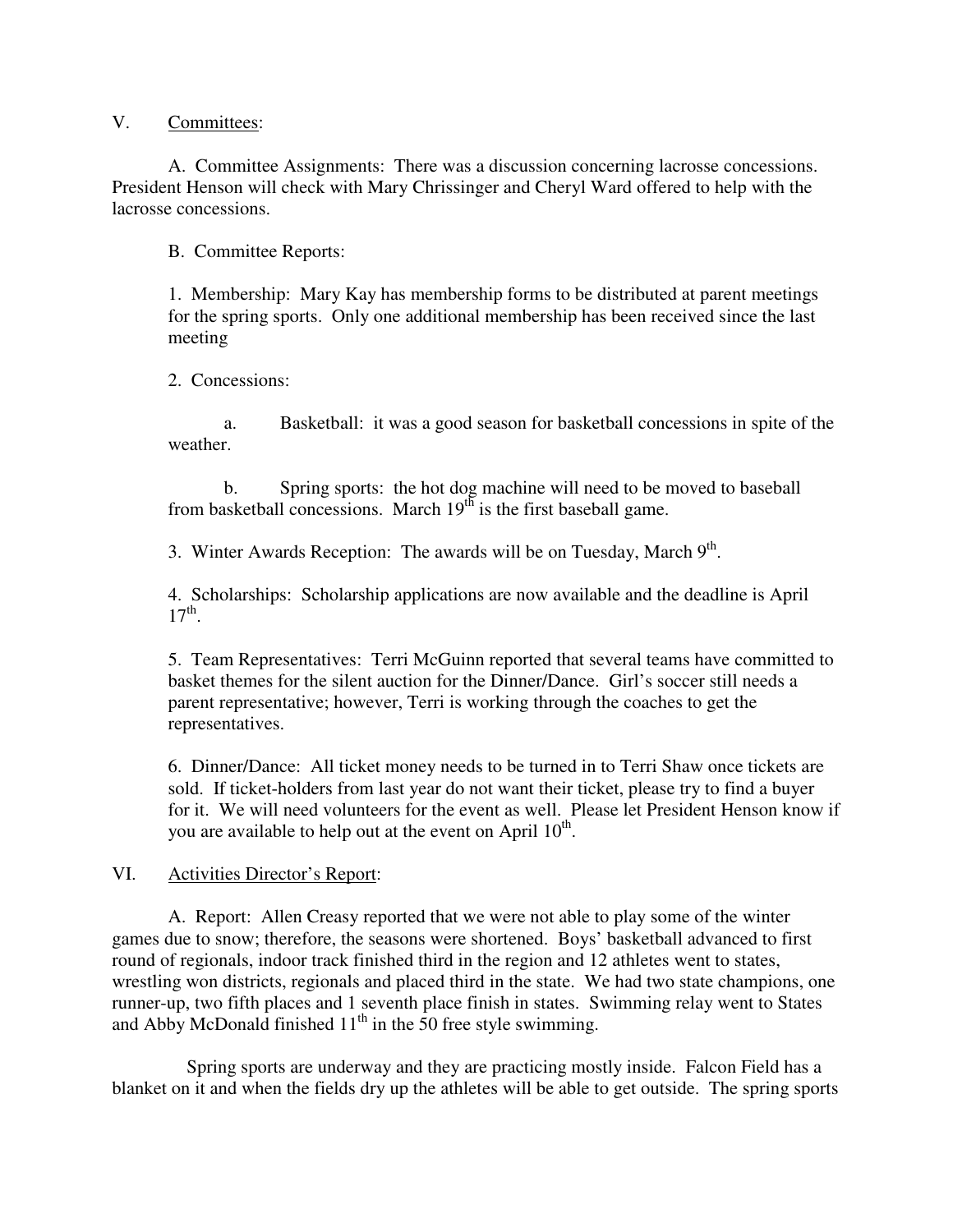V. Committees:

A. Committee Assignments: There was a discussion concerning lacrosse concessions. President Henson will check with Mary Chrissinger and Cheryl Ward offered to help with the lacrosse concessions.

B. Committee Reports:

1. Membership: Mary Kay has membership forms to be distributed at parent meetings for the spring sports. Only one additional membership has been received since the last meeting

2. Concessions:

a. Basketball: it was a good season for basketball concessions in spite of the weather.

b. Spring sports: the hot dog machine will need to be moved to baseball from basketball concessions. March 19th is the first baseball game.

3. Winter Awards Reception: The awards will be on Tuesday, March 9th.

4. Scholarships: Scholarship applications are now available and the deadline is April 17th.

5. Team Representatives: Terri McGuinn reported that several teams have committed to basket themes for the silent auction for the Dinner/Dance. Girl's soccer still needs a parent representative; however, Terri is working through the coaches to get the representatives.

6. Dinner/Dance: All ticket money needs to be turned in to Terri Shaw once tickets are sold. If ticket-holders from last year do not want their ticket, please try to find a buyer for it. We will need volunteers for the event as well. Please let President Henson know if you are available to help out at the event on April 10th.

VI. Activities Director's Report:

A. Report: Allen Creasy reported that we were not able to play some of the winter games due to snow; therefore, the seasons were shortened. Boys' basketball advanced to first round of regionals, indoor track finished third in the region and 12 athletes went to states, wrestling won districts, regionals and placed third in the state. We had two state champions, one runner-up, two fifth places and 1 seventh place finish in states. Swimming relay went to States and Abby McDonald finished 11th in the 50 free style swimming.

Spring sports are underway and they are practicing mostly inside. Falcon Field has a blanket on it and when the fields dry up the athletes will be able to get outside. The spring sports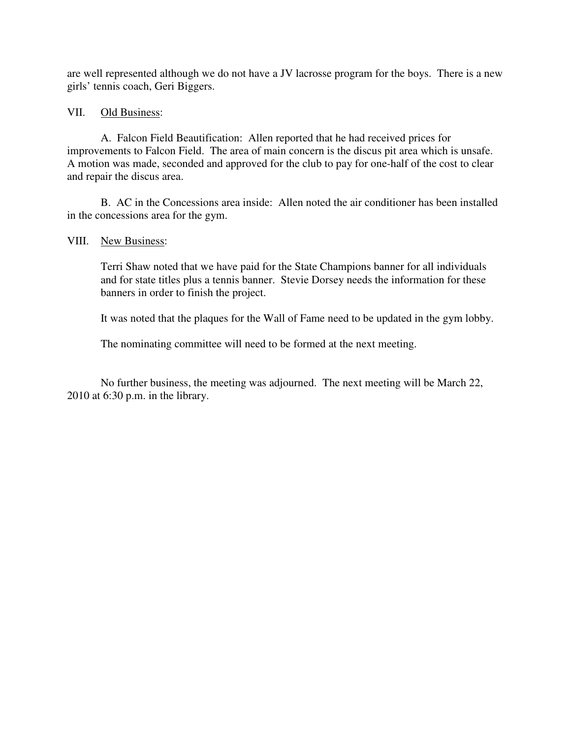are well represented although we do not have a JV lacrosse program for the boys. There is a new girls' tennis coach, Geri Biggers.

VII. Old Business:

A. Falcon Field Beautification: Allen reported that he had received prices for improvements to Falcon Field. The area of main concern is the discus pit area which is unsafe. A motion was made, seconded and approved for the club to pay for one-half of the cost to clear and repair the discus area.

B. AC in the Concessions area inside: Allen noted the air conditioner has been installed in the concessions area for the gym.

VIII. New Business:

Terri Shaw noted that we have paid for the State Champions banner for all individuals and for state titles plus a tennis banner. Stevie Dorsey needs the information for these banners in order to finish the project.

It was noted that the plaques for the Wall of Fame need to be updated in the gym lobby.

The nominating committee will need to be formed at the next meeting.

No further business, the meeting was adjourned. The next meeting will be March 22, 2010 at 6:30 p.m. in the library.